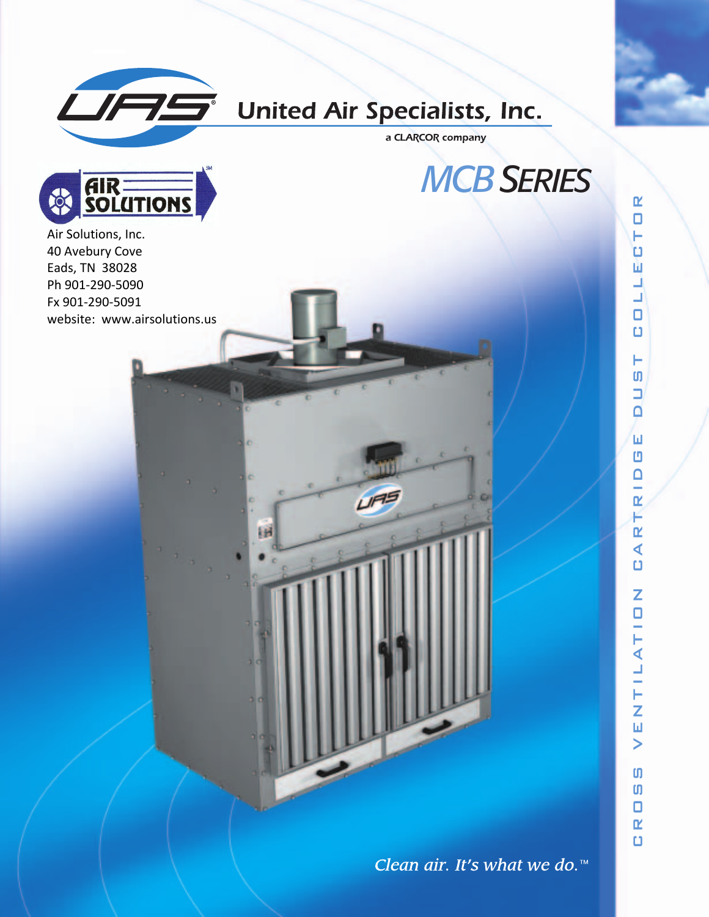# United Air Specialists, Inc.

a CLARCOR company

# MCB SERIES

AIR SOLUTIONS

Air Solutions, Inc.
40 Avebury Cove
Eads, TN 38028
Ph 901-290-5090
Fx 901-290-5091
website: www.airsolutions.us

CROSS VENTILATION CARTRIDGE DUST COLLECTOR

*Clean air. It's what we do.*™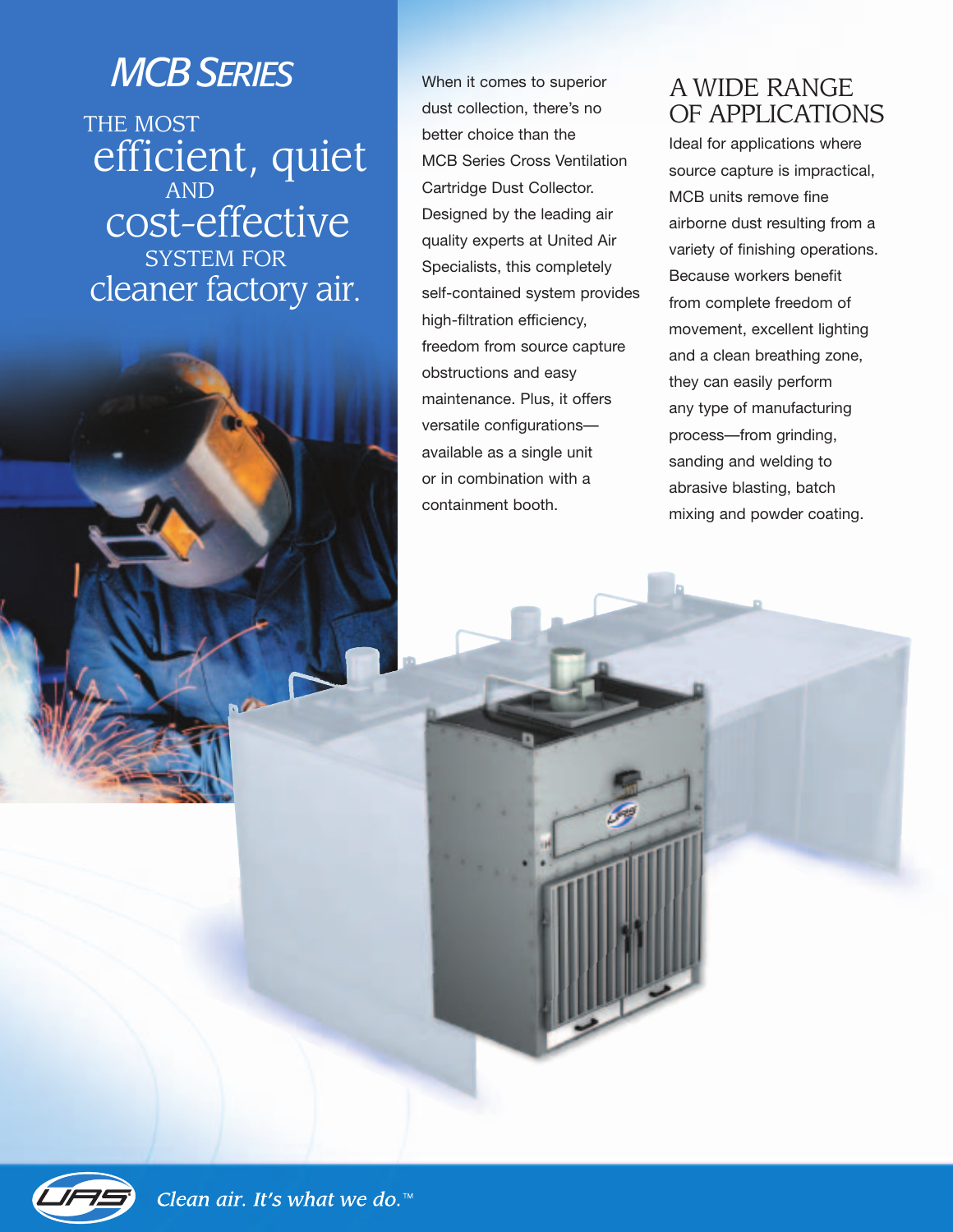# MCB SERIES

## THE MOST efficient, quiet AND cost-effective SYSTEM FOR cleaner factory air.

When it comes to superior dust collection, there's no better choice than the MCB Series Cross Ventilation Cartridge Dust Collector. Designed by the leading air quality experts at United Air Specialists, this completely self-contained system provides high-filtration efficiency, freedom from source capture obstructions and easy maintenance. Plus, it offers versatile configurations—available as a single unit or in combination with a containment booth.

## A WIDE RANGE OF APPLICATIONS

Ideal for applications where source capture is impractical, MCB units remove fine airborne dust resulting from a variety of finishing operations. Because workers benefit from complete freedom of movement, excellent lighting and a clean breathing zone, they can easily perform any type of manufacturing process—from grinding, sanding and welding to abrasive blasting, batch mixing and powder coating.

*Clean air. It's what we do.*™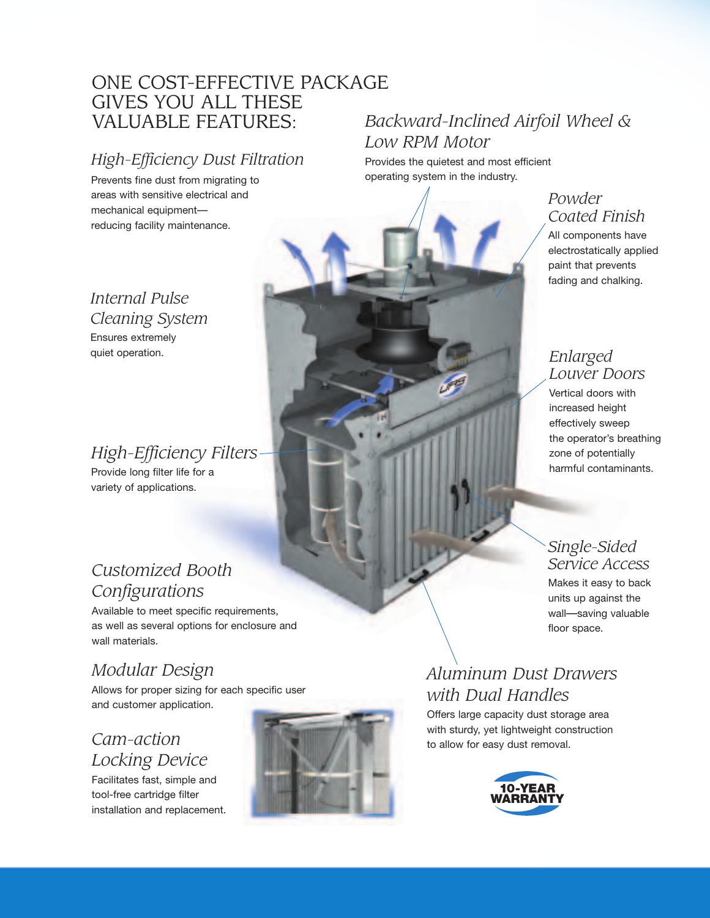# ONE COST-EFFECTIVE PACKAGE GIVES YOU ALL THESE VALUABLE FEATURES:

### *High-Efficiency Dust Filtration*

Prevents fine dust from migrating to areas with sensitive electrical and mechanical equipment—reducing facility maintenance.

### *Internal Pulse Cleaning System*

Ensures extremely quiet operation.

### *High-Efficiency Filters*

Provide long filter life for a variety of applications.

### *Customized Booth Configurations*

Available to meet specific requirements, as well as several options for enclosure and wall materials.

### *Modular Design*

Allows for proper sizing for each specific user and customer application.

### *Cam-action Locking Device*

Facilitates fast, simple and tool-free cartridge filter installation and replacement.

### *Backward-Inclined Airfoil Wheel & Low RPM Motor*

Provides the quietest and most efficient operating system in the industry.

### *Powder Coated Finish*

All components have electrostatically applied paint that prevents fading and chalking.

### *Enlarged Louver Doors*

Vertical doors with increased height effectively sweep the operator's breathing zone of potentially harmful contaminants.

### *Single-Sided Service Access*

Makes it easy to back units up against the wall—saving valuable floor space.

### *Aluminum Dust Drawers with Dual Handles*

Offers large capacity dust storage area with sturdy, yet lightweight construction to allow for easy dust removal.

**10-YEAR WARRANTY**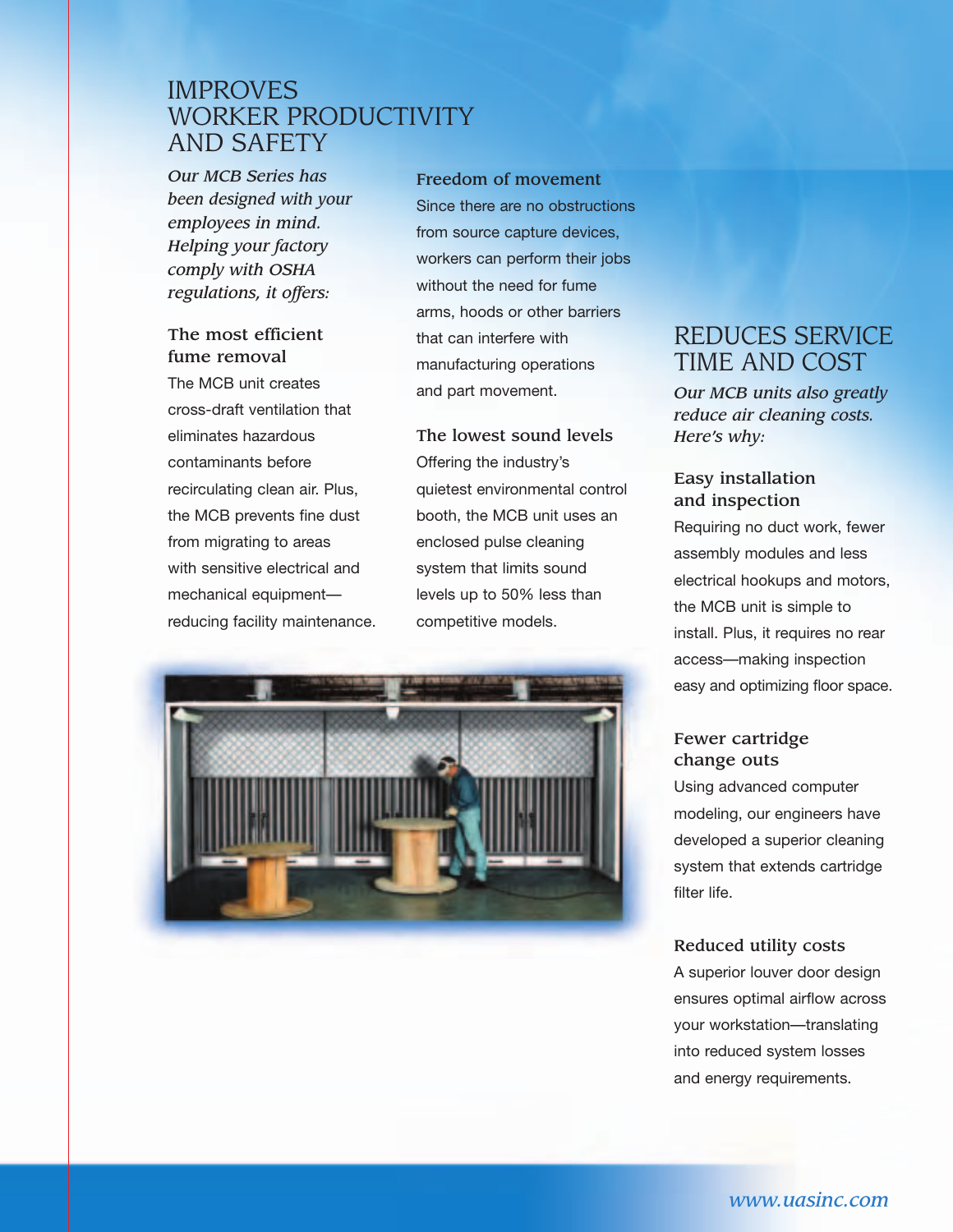# IMPROVES WORKER PRODUCTIVITY AND SAFETY

*Our MCB Series has been designed with your employees in mind. Helping your factory comply with OSHA regulations, it offers:*

### The most efficient fume removal

The MCB unit creates cross-draft ventilation that eliminates hazardous contaminants before recirculating clean air. Plus, the MCB prevents fine dust from migrating to areas with sensitive electrical and mechanical equipment—reducing facility maintenance.

### Freedom of movement

Since there are no obstructions from source capture devices, workers can perform their jobs without the need for fume arms, hoods or other barriers that can interfere with manufacturing operations and part movement.

### The lowest sound levels

Offering the industry's quietest environmental control booth, the MCB unit uses an enclosed pulse cleaning system that limits sound levels up to 50% less than competitive models.

# REDUCES SERVICE TIME AND COST

*Our MCB units also greatly reduce air cleaning costs. Here's why:*

### Easy installation and inspection

Requiring no duct work, fewer assembly modules and less electrical hookups and motors, the MCB unit is simple to install. Plus, it requires no rear access—making inspection easy and optimizing floor space.

### Fewer cartridge change outs

Using advanced computer modeling, our engineers have developed a superior cleaning system that extends cartridge filter life.

### Reduced utility costs

A superior louver door design ensures optimal airflow across your workstation—translating into reduced system losses and energy requirements.

www.uasinc.com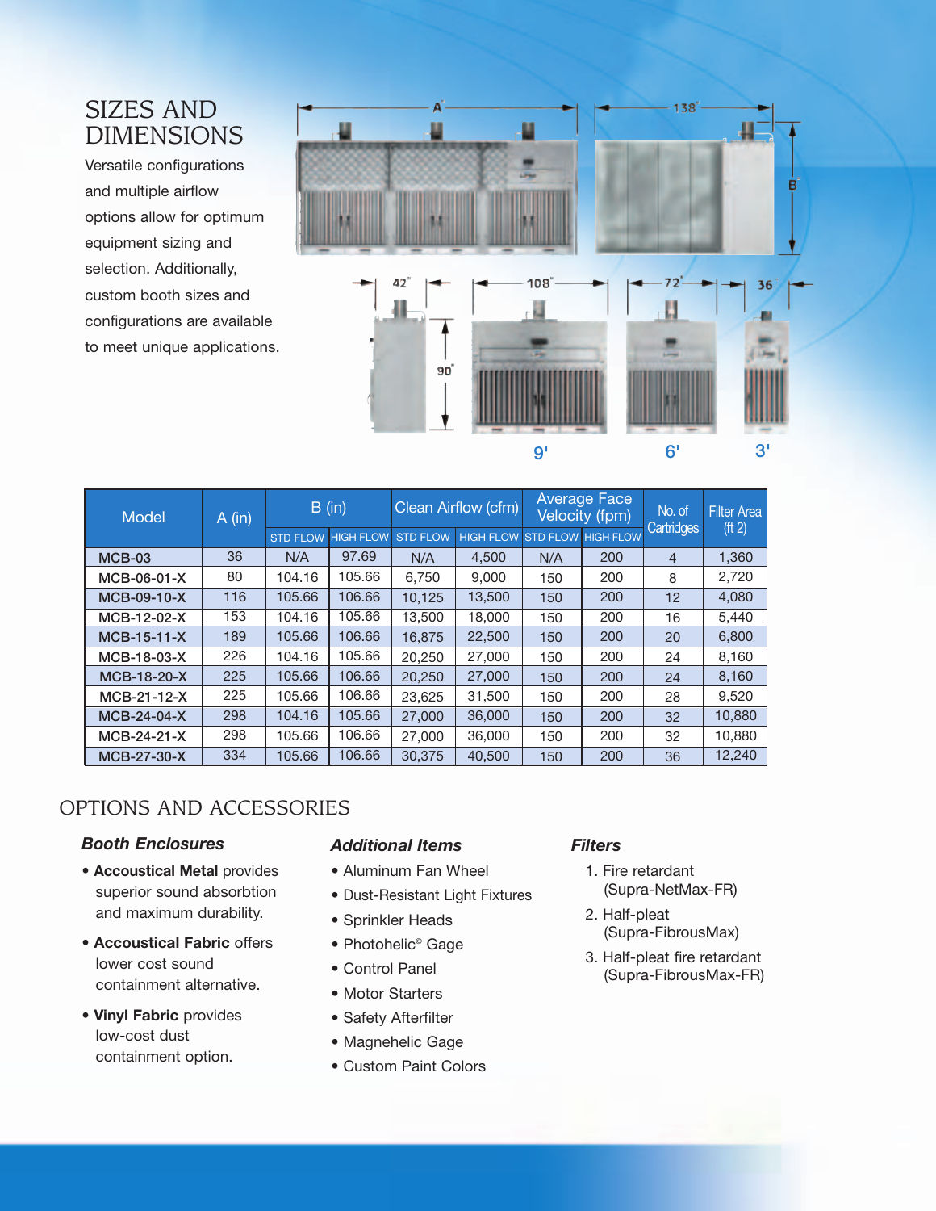## SIZES AND DIMENSIONS

Versatile configurations and multiple airflow options allow for optimum equipment sizing and selection. Additionally, custom booth sizes and configurations are available to meet unique applications.

| Model | A (in) | B (in) | | Clean Airflow (cfm) | | Average Face Velocity (fpm) | | No. of Cartridges | Filter Area (ft 2) |
|---|---|---|---|---|---|---|---|---|---|
| | | STD FLOW | HIGH FLOW | STD FLOW | HIGH FLOW | STD FLOW | HIGH FLOW | | |
| MCB-03 | 36 | N/A | 97.69 | N/A | 4,500 | N/A | 200 | 4 | 1,360 |
| MCB-06-01-X | 80 | 104.16 | 105.66 | 6,750 | 9,000 | 150 | 200 | 8 | 2,720 |
| MCB-09-10-X | 116 | 105.66 | 106.66 | 10,125 | 13,500 | 150 | 200 | 12 | 4,080 |
| MCB-12-02-X | 153 | 104.16 | 105.66 | 13,500 | 18,000 | 150 | 200 | 16 | 5,440 |
| MCB-15-11-X | 189 | 105.66 | 106.66 | 16,875 | 22,500 | 150 | 200 | 20 | 6,800 |
| MCB-18-03-X | 226 | 104.16 | 105.66 | 20,250 | 27,000 | 150 | 200 | 24 | 8,160 |
| MCB-18-20-X | 225 | 105.66 | 106.66 | 20,250 | 27,000 | 150 | 200 | 24 | 8,160 |
| MCB-21-12-X | 225 | 105.66 | 106.66 | 23,625 | 31,500 | 150 | 200 | 28 | 9,520 |
| MCB-24-04-X | 298 | 104.16 | 105.66 | 27,000 | 36,000 | 150 | 200 | 32 | 10,880 |
| MCB-24-21-X | 298 | 105.66 | 106.66 | 27,000 | 36,000 | 150 | 200 | 32 | 10,880 |
| MCB-27-30-X | 334 | 105.66 | 106.66 | 30,375 | 40,500 | 150 | 200 | 36 | 12,240 |

## OPTIONS AND ACCESSORIES

### *Booth Enclosures*

- **Accoustical Metal** provides superior sound absorbtion and maximum durability.
- **Accoustical Fabric** offers lower cost sound containment alternative.
- **Vinyl Fabric** provides low-cost dust containment option.

### *Additional Items*

- Aluminum Fan Wheel
- Dust-Resistant Light Fixtures
- Sprinkler Heads
- Photohelic© Gage
- Control Panel
- Motor Starters
- Safety Afterfilter
- Magnehelic Gage
- Custom Paint Colors

### *Filters*

1. Fire retardant (Supra-NetMax-FR)
2. Half-pleat (Supra-FibrousMax)
3. Half-pleat fire retardant (Supra-FibrousMax-FR)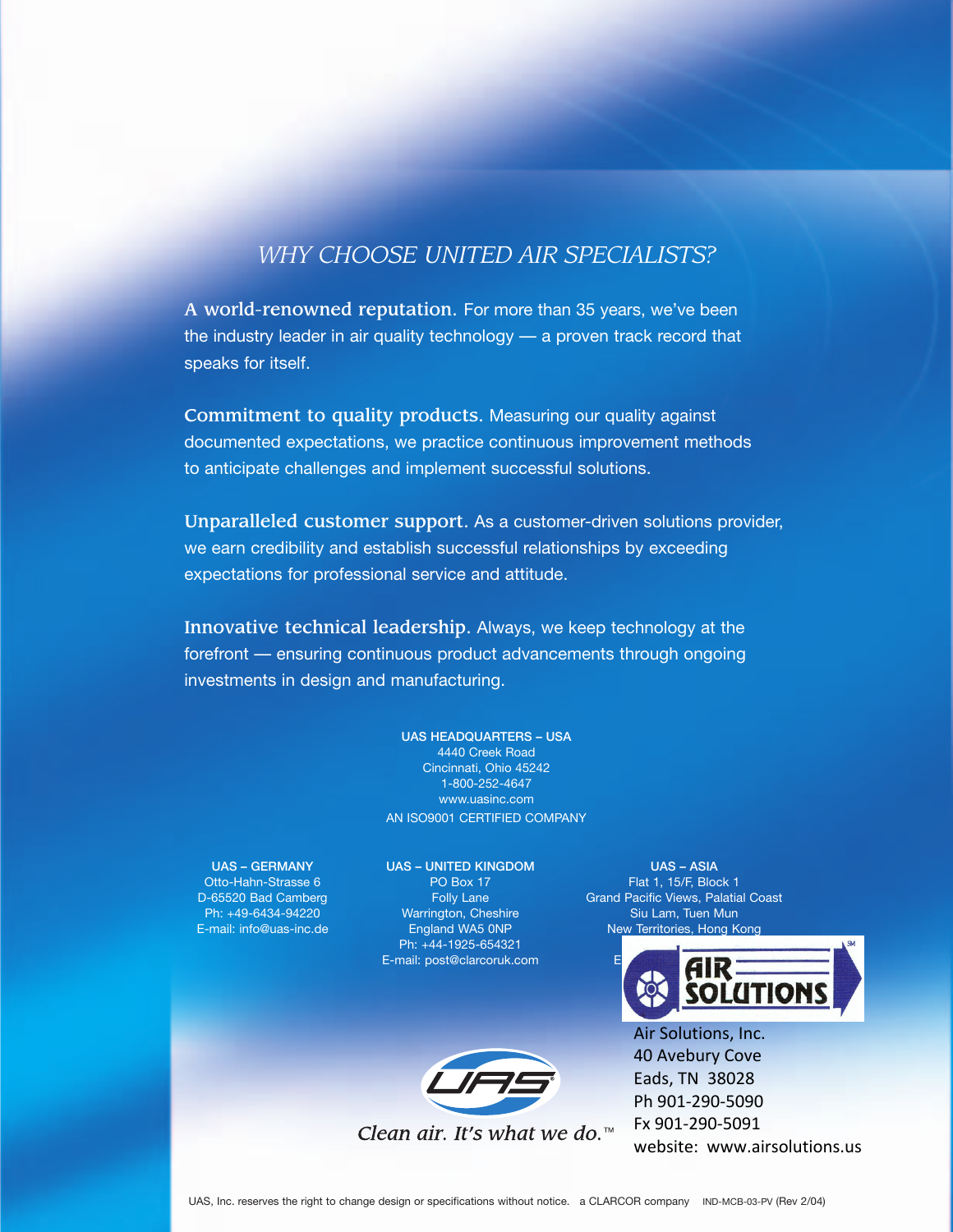## *WHY CHOOSE UNITED AIR SPECIALISTS?*

**A world-renowned reputation.** For more than 35 years, we've been the industry leader in air quality technology — a proven track record that speaks for itself.

**Commitment to quality products.** Measuring our quality against documented expectations, we practice continuous improvement methods to anticipate challenges and implement successful solutions.

**Unparalleled customer support.** As a customer-driven solutions provider, we earn credibility and establish successful relationships by exceeding expectations for professional service and attitude.

**Innovative technical leadership.** Always, we keep technology at the forefront — ensuring continuous product advancements through ongoing investments in design and manufacturing.

**UAS HEADQUARTERS – USA**
4440 Creek Road
Cincinnati, Ohio 45242
1-800-252-4647
www.uasinc.com
AN ISO9001 CERTIFIED COMPANY

**UAS – GERMANY**
Otto-Hahn-Strasse 6
D-65520 Bad Camberg
Ph: +49-6434-94220
E-mail: info@uas-inc.de

**UAS – UNITED KINGDOM**
PO Box 17
Folly Lane
Warrington, Cheshire
England WA5 0NP
Ph: +44-1925-654321
E-mail: post@clarcoruk.com

**UAS – ASIA**
Flat 1, 15/F, Block 1
Grand Pacific Views, Palatial Coast
Siu Lam, Tuen Mun
New Territories, Hong Kong
E

AIR SOLUTIONS

Air Solutions, Inc.
40 Avebury Cove
Eads, TN 38028
Ph 901-290-5090
Fx 901-290-5091
website: www.airsolutions.us

UAS

*Clean air. It's what we do.*™

UAS, Inc. reserves the right to change design or specifications without notice. a CLARCOR company IND-MCB-03-PV (Rev 2/04)